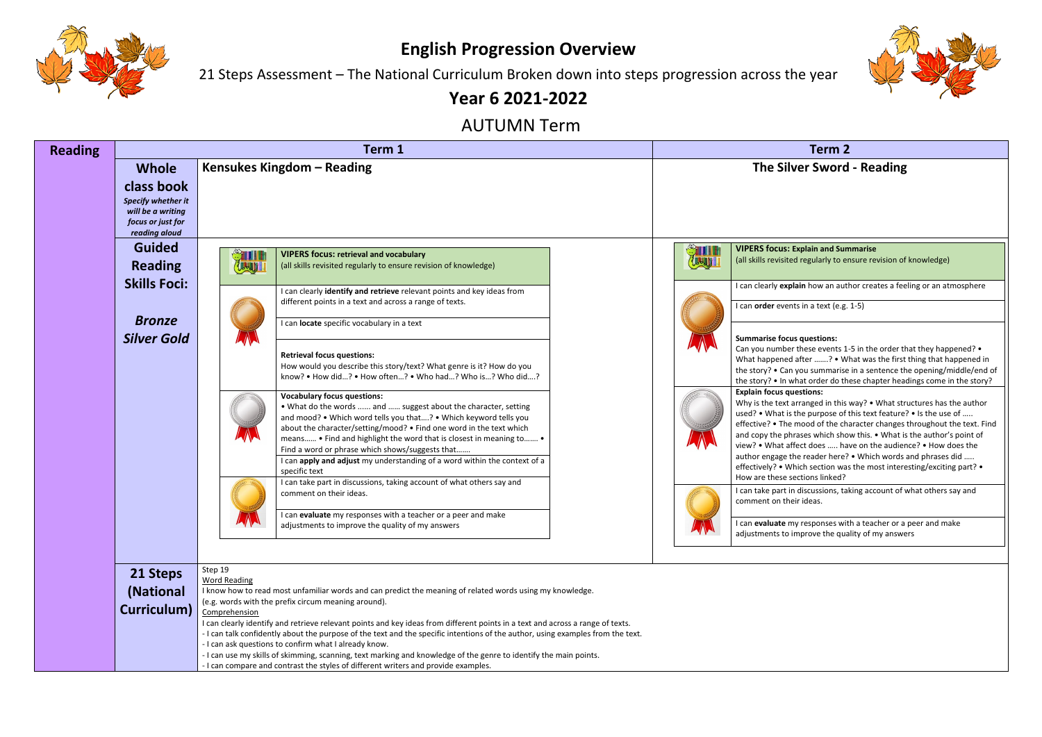# English Progression Overview

21 Steps Assessment – The National Curriculum Broken down into steps progression across the year

## Year 6 2021-2022

## AUTUMN Term

| Reading | | Term 1 | Term 2 |
|---|---|---|---|
| | **Whole class book** *Specify whether it will be a writing focus or just for reading aloud* | **Kensukes Kingdom – Reading** | **The Silver Sword - Reading** |
| | **Guided Reading Skills Foci:** ***Bronze Silver Gold*** | **VIPERS focus: retrieval and vocabulary** (all skills revisited regularly to ensure revision of knowledge) | **VIPERS focus: Explain and Summarise** (all skills revisited regularly to ensure revision of knowledge) |
| | Bronze | I can clearly **identify and retrieve** relevant points and key ideas from different points in a text and across a range of texts.<br><br>I can **locate** specific vocabulary in a text<br><br>**Retrieval focus questions:** How would you describe this story/text? What genre is it? How do you know? • How did…? • How often…? • Who had…? Who is…? Who did….? | I can clearly **explain** how an author creates a feeling or an atmosphere<br><br>I can **order** events in a text (e.g. 1-5)<br><br>**Summarise focus questions:** Can you number these events 1-5 in the order that they happened? • What happened after …….? • What was the first thing that happened in the story? • Can you summarise in a sentence the opening/middle/end of the story? • In what order do these chapter headings come in the story? |
| | Silver | **Vocabulary focus questions:** • What do the words ...... and ...... suggest about the character, setting and mood? • Which word tells you that….? • Which keyword tells you about the character/setting/mood? • Find one word in the text which means…… • Find and highlight the word that is closest in meaning to……. • Find a word or phrase which shows/suggests that…….<br><br>I can **apply and adjust** my understanding of a word within the context of a specific text | **Explain focus questions:** Why is the text arranged in this way? • What structures has the author used? • What is the purpose of this text feature? • Is the use of ….. effective? • The mood of the character changes throughout the text. Find and copy the phrases which show this. • What is the author's point of view? • What affect does ….. have on the audience? • How does the author engage the reader here? • Which words and phrases did ….. effectively? • Which section was the most interesting/exciting part? • How are these sections linked? |
| | Gold | I can take part in discussions, taking account of what others say and comment on their ideas.<br><br>I can **evaluate** my responses with a teacher or a peer and make adjustments to improve the quality of my answers | I can take part in discussions, taking account of what others say and comment on their ideas.<br><br>I can **evaluate** my responses with a teacher or a peer and make adjustments to improve the quality of my answers |
| | **21 Steps (National Curriculum)** | Step 19<br><br><u>Word Reading</u><br>I know how to read most unfamiliar words and can predict the meaning of related words using my knowledge. (e.g. words with the prefix circum meaning around).<br><br><u>Comprehension</u><br>I can clearly identify and retrieve relevant points and key ideas from different points in a text and across a range of texts.<br>- I can talk confidently about the purpose of the text and the specific intentions of the author, using examples from the text.<br>- I can ask questions to confirm what I already know.<br>- I can use my skills of skimming, scanning, text marking and knowledge of the genre to identify the main points.<br>- I can compare and contrast the styles of different writers and provide examples. | |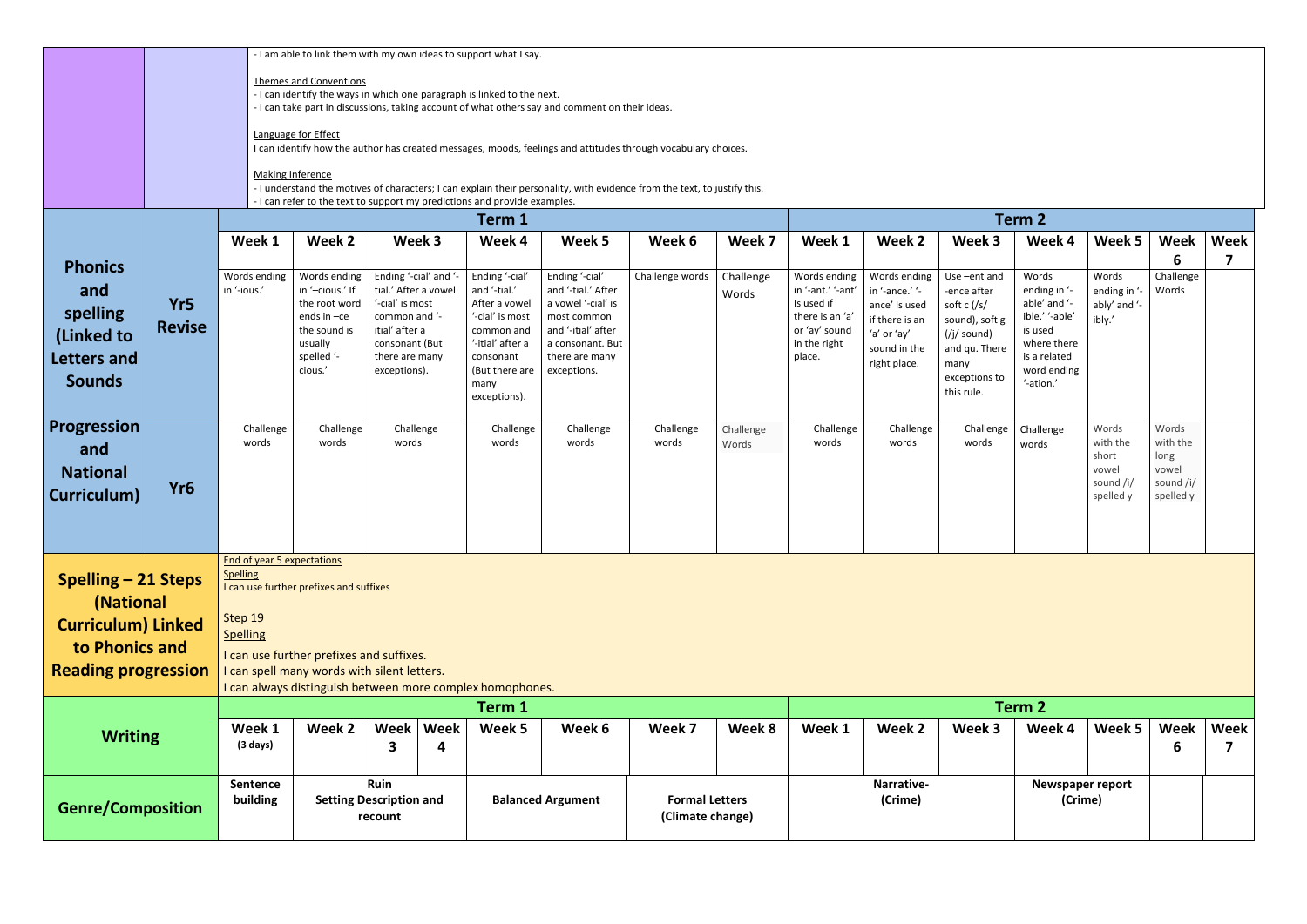| | | |
|---|---|---|
| | | - I am able to link them with my own ideas to support what I say.<br><br>Themes and Conventions<br>- I can identify the ways in which one paragraph is linked to the next.<br>- I can take part in discussions, taking account of what others say and comment on their ideas.<br><br>Language for Effect<br>I can identify how the author has created messages, moods, feelings and attitudes through vocabulary choices.<br><br>Making Inference<br>- I understand the motives of characters; I can explain their personality, with evidence from the text, to justify this.<br>- I can refer to the text to support my predictions and provide examples. |

| Phonics and spelling (Linked to Letters and Sounds Progression and National Curriculum) | | Term 1 | | | | | | | Term 2 | | | | | | |
|---|---|---|---|---|---|---|---|---|---|---|---|---|---|---|---|
| | | Week 1 | Week 2 | Week 3 | Week 4 | Week 5 | Week 6 | Week 7 | Week 1 | Week 2 | Week 3 | Week 4 | Week 5 | Week 6 | Week 7 |
| | Yr5 Revise | Words ending in '-ious.' | Words ending in '–cious.' If the root word ends in –ce the sound is usually spelled '-cious.' | Ending '-cial' and '-tial.' After a vowel '-cial' is most common and '-itial' after a consonant (But there are many exceptions). | Ending '-cial' and '-tial.' After a vowel '-cial' is most common and '-itial' after a consonant (But there are many exceptions). | Ending '-cial' and '-tial.' After a vowel '-cial' is most common and '-itial' after a consonant. But there are many exceptions. | Challenge words | Challenge Words | Words ending in '-ant.' '-ant' Is used if there is an 'a' or 'ay' sound in the right place. | Words ending in '-ance.' '-ance' Is used if there is an 'a' or 'ay' sound in the right place. | Use –ent and -ence after soft c (/s/ sound), soft g (/j/ sound) and qu. There many exceptions to this rule. | Words ending in '-able' and '-ible.' '-able' is used where there is a related word ending '-ation.' | Words ending in '-ably' and '-ibly.' | Challenge Words | |
| | Yr6 | Challenge words | Challenge words | Challenge words | Challenge words | Challenge words | Challenge words | Challenge Words | Challenge words | Challenge words | Challenge words | Challenge words | Words with the short vowel sound /i/ spelled y | Words with the long vowel sound /i/ spelled y | |

| | |
|---|---|
| **Spelling – 21 Steps (National Curriculum) Linked to Phonics and Reading progression** | End of year 5 expectations<br>Spelling<br>I can use further prefixes and suffixes<br><br>Step 19<br>Spelling<br>I can use further prefixes and suffixes.<br>I can spell many words with silent letters.<br>I can always distinguish between more complex homophones. |

| Writing | Term 1 | | | | | | | | Term 2 | | | | | | |
|---|---|---|---|---|---|---|---|---|---|---|---|---|---|---|---|
| | Week 1 (3 days) | Week 2 | Week 3 | Week 4 | Week 5 | Week 6 | Week 7 | Week 8 | Week 1 | Week 2 | Week 3 | Week 4 | Week 5 | Week 6 | Week 7 |
| **Genre/Composition** | **Sentence building** | **Ruin Setting Description and recount** | | | **Balanced Argument** | | **Formal Letters (Climate change)** | | **Narrative- (Crime)** | | | **Newspaper report (Crime)** | | | |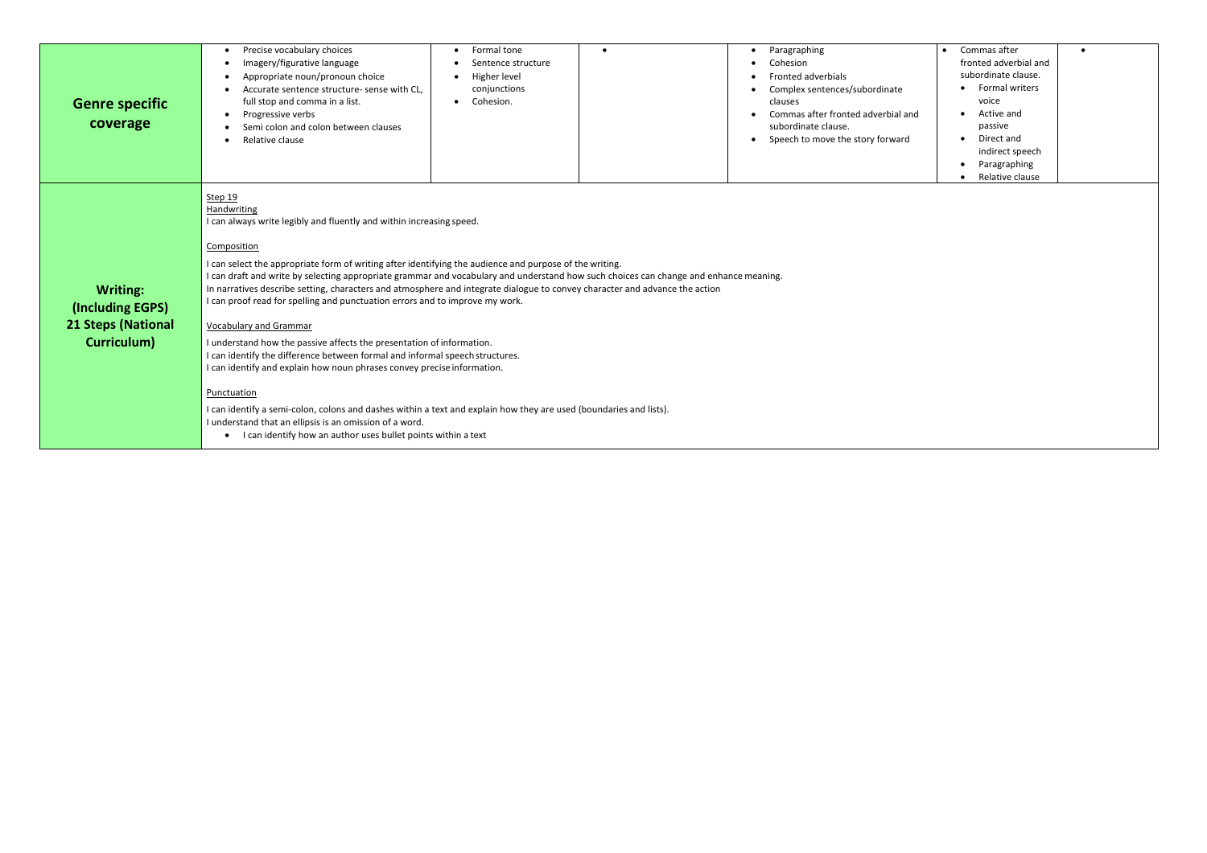| Genre specific coverage | <ul><li>Precise vocabulary choices</li><li>Imagery/figurative language</li><li>Appropriate noun/pronoun choice</li><li>Accurate sentence structure- sense with CL, full stop and comma in a list.</li><li>Progressive verbs</li><li>Semi colon and colon between clauses</li><li>Relative clause</li></ul> | <ul><li>Formal tone</li><li>Sentence structure</li><li>Higher level conjunctions</li><li>Cohesion.</li></ul> | <ul><li></li></ul> | <ul><li>Paragraphing</li><li>Cohesion</li><li>Fronted adverbials</li><li>Complex sentences/subordinate clauses</li><li>Commas after fronted adverbial and subordinate clause.</li><li>Speech to move the story forward</li></ul> | <ul><li>Commas after fronted adverbial and subordinate clause.</li><li>Formal writers voice</li><li>Active and passive</li><li>Direct and indirect speech</li><li>Paragraphing</li><li>Relative clause</li></ul> | <ul><li></li></ul> |
|---|---|---|---|---|---|---|

**Writing: (Including EGPS) 21 Steps (National Curriculum)**

Step 19

Handwriting

I can always write legibly and fluently and within increasing speed.

Composition

I can select the appropriate form of writing after identifying the audience and purpose of the writing.
I can draft and write by selecting appropriate grammar and vocabulary and understand how such choices can change and enhance meaning.
In narratives describe setting, characters and atmosphere and integrate dialogue to convey character and advance the action
I can proof read for spelling and punctuation errors and to improve my work.

Vocabulary and Grammar

I understand how the passive affects the presentation of information.
I can identify the difference between formal and informal speech structures.
I can identify and explain how noun phrases convey precise information.

Punctuation

I can identify a semi-colon, colons and dashes within a text and explain how they are used (boundaries and lists).
I understand that an ellipsis is an omission of a word.

- I can identify how an author uses bullet points within a text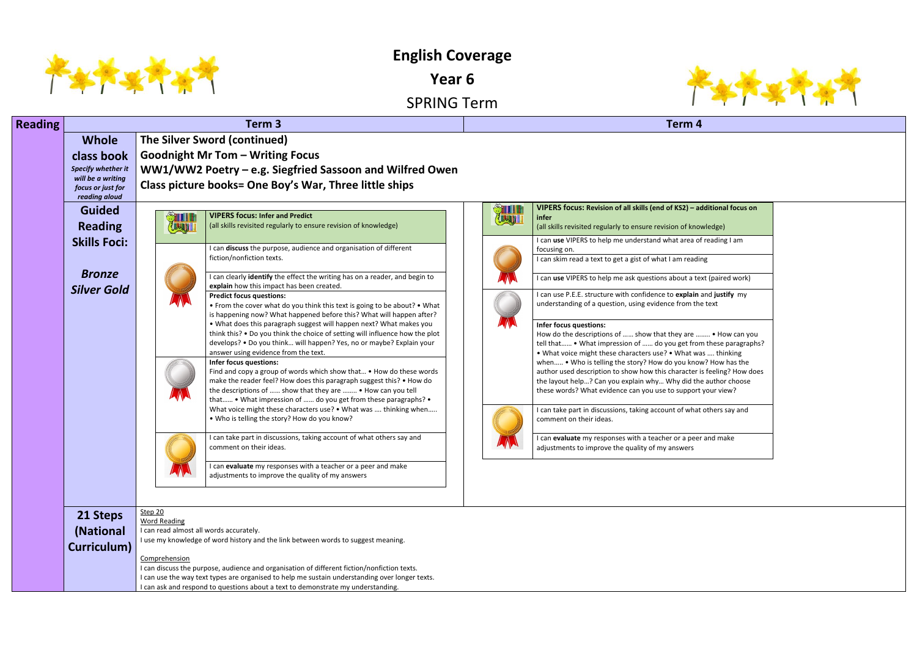# English Coverage

## Year 6

## SPRING Term

| Reading | | Term 3 | Term 4 |
|---|---|---|---|
| | **Whole class book** *Specify whether it will be a writing focus or just for reading aloud* | **The Silver Sword (continued)** **Goodnight Mr Tom – Writing Focus** **WW1/WW2 Poetry – e.g. Siegfried Sassoon and Wilfred Owen** **Class picture books= One Boy's War, Three little ships** | |
| | **Guided Reading Skills Foci:** ***Bronze Silver Gold*** | **VIPERS focus: Infer and Predict** (all skills revisited regularly to ensure revision of knowledge)<br><br>**Bronze:**<br>I can **discuss** the purpose, audience and organisation of different fiction/nonfiction texts.<br>I can clearly **identify** the effect the writing has on a reader, and begin to **explain** how this impact has been created.<br>**Predict focus questions:** • From the cover what do you think this text is going to be about? • What is happening now? What happened before this? What will happen after? • What does this paragraph suggest will happen next? What makes you think this? • Do you think the choice of setting will influence how the plot develops? • Do you think… will happen? Yes, no or maybe? Explain your answer using evidence from the text.<br><br>**Silver:**<br>**Infer focus questions:** Find and copy a group of words which show that… • How do these words make the reader feel? How does this paragraph suggest this? • How do the descriptions of …… show that they are …….. • How can you tell that…… • What impression of …… do you get from these paragraphs? • What voice might these characters use? • What was …. thinking when….. • Who is telling the story? How do you know?<br><br>**Gold:**<br>I can take part in discussions, taking account of what others say and comment on their ideas.<br>I can **evaluate** my responses with a teacher or a peer and make adjustments to improve the quality of my answers | **VIPERS focus: Revision of all skills (end of KS2) – additional focus on infer** (all skills revisited regularly to ensure revision of knowledge)<br><br>**Bronze:**<br>I can **use** VIPERS to help me understand what area of reading I am focusing on.<br>I can skim read a text to get a gist of what I am reading<br>I can **use** VIPERS to help me ask questions about a text (paired work)<br><br>**Silver:**<br>I can use P.E.E. structure with confidence to **explain** and **justify** my understanding of a question, using evidence from the text<br>**Infer focus questions:** How do the descriptions of …… show that they are …….. • How can you tell that…… • What impression of …… do you get from these paragraphs? • What voice might these characters use? • What was …. thinking when….. • Who is telling the story? How do you know? How has the author used description to show how this character is feeling? How does the layout help…? Can you explain why… Why did the author choose these words? What evidence can you use to support your view?<br><br>**Gold:**<br>I can take part in discussions, taking account of what others say and comment on their ideas.<br>I can **evaluate** my responses with a teacher or a peer and make adjustments to improve the quality of my answers |
| | **21 Steps (National Curriculum)** | Step 20<br>Word Reading<br>I can read almost all words accurately.<br>I use my knowledge of word history and the link between words to suggest meaning.<br><br>Comprehension<br>I can discuss the purpose, audience and organisation of different fiction/nonfiction texts.<br>I can use the way text types are organised to help me sustain understanding over longer texts.<br>I can ask and respond to questions about a text to demonstrate my understanding. | |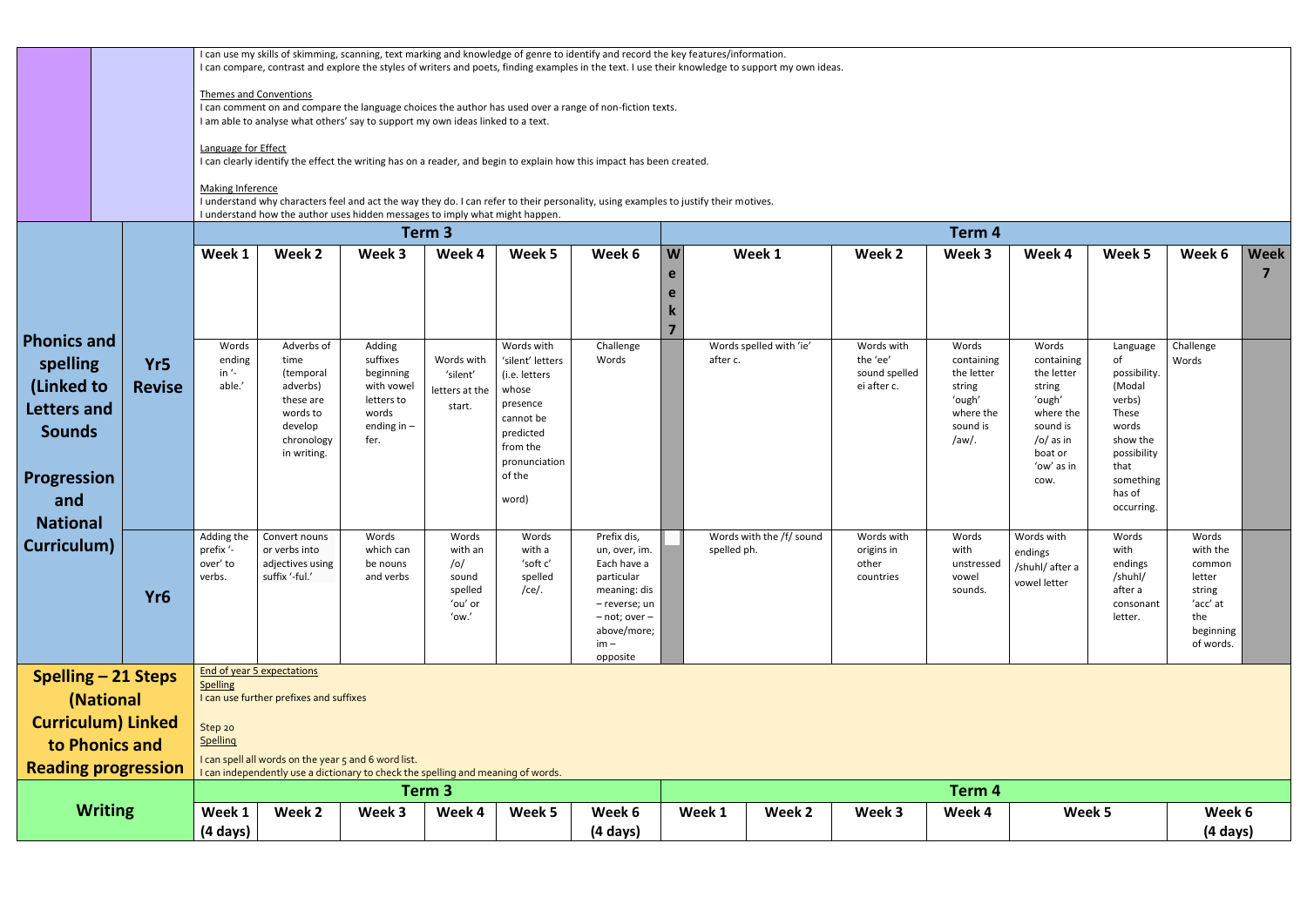I can use my skills of skimming, scanning, text marking and knowledge of genre to identify and record the key features/information.
I can compare, contrast and explore the styles of writers and poets, finding examples in the text. I use their knowledge to support my own ideas.

Themes and Conventions
I can comment on and compare the language choices the author has used over a range of non-fiction texts.
I am able to analyse what others' say to support my own ideas linked to a text.

Language for Effect
I can clearly identify the effect the writing has on a reader, and begin to explain how this impact has been created.

Making Inference
I understand why characters feel and act the way they do. I can refer to their personality, using examples to justify their motives.
I understand how the author uses hidden messages to imply what might happen.

## Phonics and spelling (Linked to Letters and Sounds Progression and National Curriculum)

| | Term 3 | | | | | | | Term 4 | | | | | | |
|---|---|---|---|---|---|---|---|---|---|---|---|---|---|---|
| | Week 1 | Week 2 | Week 3 | Week 4 | Week 5 | Week 6 | Week 7 | Week 1 | Week 2 | Week 3 | Week 4 | Week 5 | Week 6 | Week 7 |
| Yr5 Revise | Words ending in '-able.' | Adverbs of time (temporal adverbs) these are words to develop chronology in writing. | Adding suffixes beginning with vowel letters to words ending in – fer. | Words with 'silent' letters at the start. | Words with 'silent' letters (i.e. letters whose presence cannot be predicted from the pronunciation of the word) | Challenge Words | | Words spelled with 'ie' after c. | Words with the 'ee' sound spelled ei after c. | Words containing the letter string 'ough' where the sound is /aw/. | Words containing the letter string 'ough' where the sound is /o/ as in boat or 'ow' as in cow. | Language of possibility. (Modal verbs) These words show the possibility that something has of occurring. | Challenge Words | |
| Yr6 | Adding the prefix '-over' to verbs. | Convert nouns or verbs into adjectives using suffix '-ful.' | Words which can be nouns and verbs | Words with an /o/ sound spelled 'ou' or 'ow.' | Words with a 'soft c' spelled /ce/. | Prefix dis, un, over, im. Each have a particular meaning: dis – reverse; un – not; over – above/more; im – opposite | | Words with the /f/ sound spelled ph. | Words with origins in other countries | Words with unstressed vowel sounds. | Words with endings /shuhl/ after a vowel letter | Words with endings /shuhl/ after a consonant letter. | Words with the common letter string 'acc' at the beginning of words. | |

## Spelling – 21 Steps (National Curriculum) Linked to Phonics and Reading progression

End of year 5 expectations
Spelling
I can use further prefixes and suffixes

Step 20
Spelling

I can spell all words on the year 5 and 6 word list.
I can independently use a dictionary to check the spelling and meaning of words.

## Writing

| Term 3 | | | | | | Term 4 | | | | | |
|---|---|---|---|---|---|---|---|---|---|---|---|
| Week 1 (4 days) | Week 2 | Week 3 | Week 4 | Week 5 | Week 6 (4 days) | Week 1 | Week 2 | Week 3 | Week 4 | Week 5 | Week 6 (4 days) |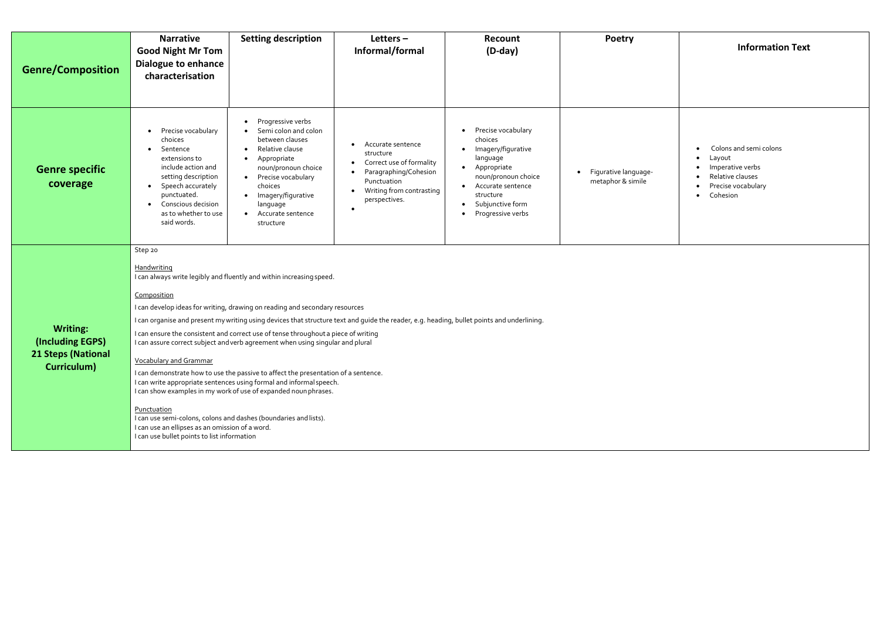| Genre/Composition | Narrative<br>Good Night Mr Tom<br>Dialogue to enhance characterisation | Setting description | Letters – Informal/formal | Recount (D-day) | Poetry | Information Text |
|---|---|---|---|---|---|---|
| **Genre specific coverage** | • Precise vocabulary choices<br>• Sentence extensions to include action and setting description<br>• Speech accurately punctuated.<br>• Conscious decision as to whether to use said words. | • Progressive verbs<br>• Semi colon and colon between clauses<br>• Relative clause<br>• Appropriate noun/pronoun choice<br>• Precise vocabulary choices<br>• Imagery/figurative language<br>• Accurate sentence structure | • Accurate sentence structure<br>• Correct use of formality<br>• Paragraphing/Cohesion Punctuation<br>• Writing from contrasting perspectives.<br>• | • Precise vocabulary choices<br>• Imagery/figurative language<br>• Appropriate noun/pronoun choice<br>• Accurate sentence structure<br>• Subjunctive form<br>• Progressive verbs | • Figurative language- metaphor & simile | • Colons and semi colons<br>• Layout<br>• Imperative verbs<br>• Relative clauses<br>• Precise vocabulary<br>• Cohesion |
| **Writing: (Including EGPS) 21 Steps (National Curriculum)** | Step 20<br><br><u>Handwriting</u><br>I can always write legibly and fluently and within increasing speed.<br><br><u>Composition</u><br>I can develop ideas for writing, drawing on reading and secondary resources<br>I can organise and present my writing using devices that structure text and guide the reader, e.g. heading, bullet points and underlining.<br>I can ensure the consistent and correct use of tense throughout a piece of writing<br>I can assure correct subject and verb agreement when using singular and plural<br><br><u>Vocabulary and Grammar</u><br>I can demonstrate how to use the passive to affect the presentation of a sentence.<br>I can write appropriate sentences using formal and informal speech.<br>I can show examples in my work of use of expanded noun phrases.<br><br><u>Punctuation</u><br>I can use semi-colons, colons and dashes (boundaries and lists).<br>I can use an ellipses as an omission of a word.<br>I can use bullet points to list information | | | | | |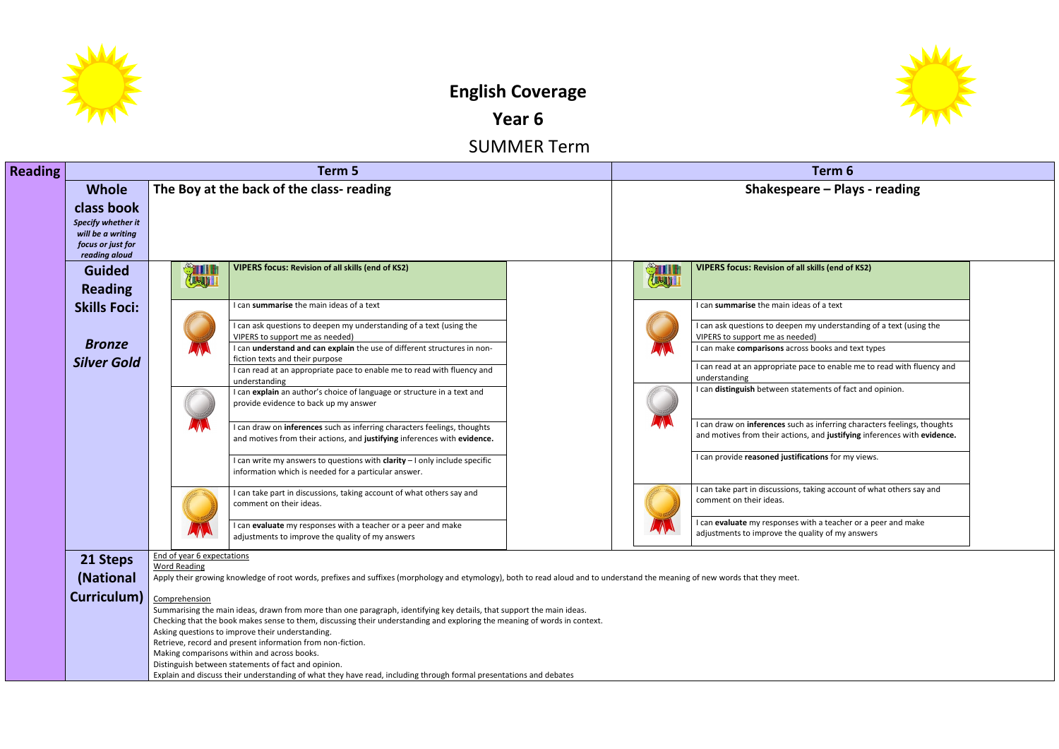# English Coverage

## Year 6

## SUMMER Term

| Reading | | Term 5 | Term 6 |
|---|---|---|---|
| | **Whole class book** *Specify whether it will be a writing focus or just for reading aloud* | **The Boy at the back of the class- reading** | **Shakespeare – Plays - reading** |
| | **Guided Reading Skills Foci:** ***Bronze Silver Gold*** | **VIPERS focus: Revision of all skills (end of KS2)** | **VIPERS focus: Revision of all skills (end of KS2)** |
| | Bronze | I can **summarise** the main ideas of a text | I can **summarise** the main ideas of a text |
| | | I can ask questions to deepen my understanding of a text (using the VIPERS to support me as needed) | I can ask questions to deepen my understanding of a text (using the VIPERS to support me as needed) |
| | | I can **understand and can explain** the use of different structures in non-fiction texts and their purpose | I can make **comparisons** across books and text types |
| | | I can read at an appropriate pace to enable me to read with fluency and understanding | I can read at an appropriate pace to enable me to read with fluency and understanding |
| | Silver | I can **explain** an author's choice of language or structure in a text and provide evidence to back up my answer | I can **distinguish** between statements of fact and opinion. |
| | | I can draw on **inferences** such as inferring characters feelings, thoughts and motives from their actions, and **justifying** inferences with **evidence.** | I can draw on **inferences** such as inferring characters feelings, thoughts and motives from their actions, and **justifying** inferences with **evidence.** |
| | | I can write my answers to questions with **clarity** – I only include specific information which is needed for a particular answer. | I can provide **reasoned justifications** for my views. |
| | Gold | I can take part in discussions, taking account of what others say and comment on their ideas. | I can take part in discussions, taking account of what others say and comment on their ideas. |
| | | I can **evaluate** my responses with a teacher or a peer and make adjustments to improve the quality of my answers | I can **evaluate** my responses with a teacher or a peer and make adjustments to improve the quality of my answers |

**21 Steps (National Curriculum)**

End of year 6 expectations

Word Reading

Apply their growing knowledge of root words, prefixes and suffixes (morphology and etymology), both to read aloud and to understand the meaning of new words that they meet.

Comprehension

Summarising the main ideas, drawn from more than one paragraph, identifying key details, that support the main ideas.
Checking that the book makes sense to them, discussing their understanding and exploring the meaning of words in context.
Asking questions to improve their understanding.
Retrieve, record and present information from non-fiction.
Making comparisons within and across books.
Distinguish between statements of fact and opinion.
Explain and discuss their understanding of what they have read, including through formal presentations and debates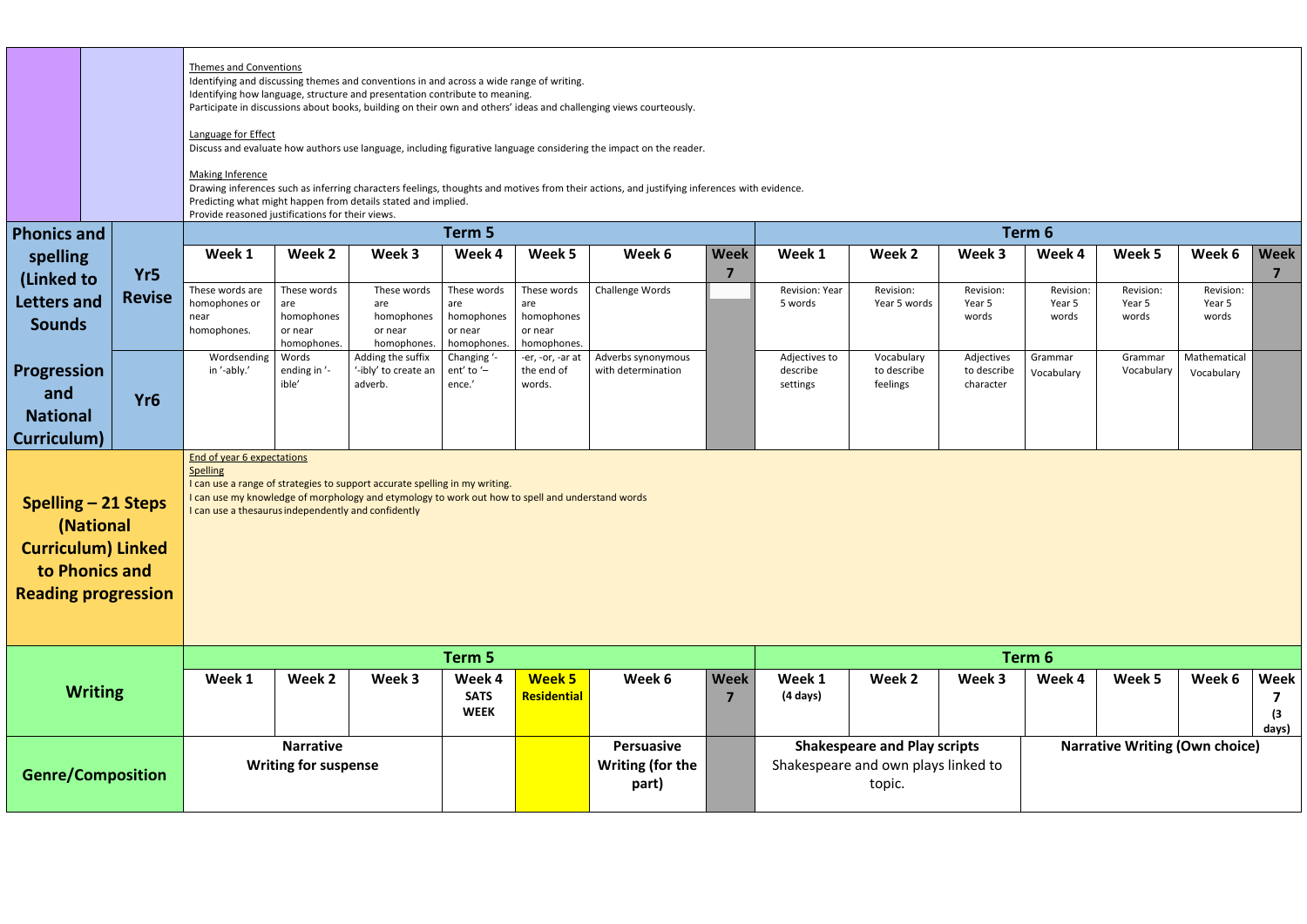Themes and Conventions

Identifying and discussing themes and conventions in and across a wide range of writing.
Identifying how language, structure and presentation contribute to meaning.
Participate in discussions about books, building on their own and others' ideas and challenging views courteously.

Language for Effect

Discuss and evaluate how authors use language, including figurative language considering the impact on the reader.

Making Inference

Drawing inferences such as inferring characters feelings, thoughts and motives from their actions, and justifying inferences with evidence.
Predicting what might happen from details stated and implied.
Provide reasoned justifications for their views.

| Phonics and spelling (Linked to Letters and Sounds Progression and National Curriculum) | | Term 5 | | | | | | | Term 6 | | | | | | |
|---|---|---|---|---|---|---|---|---|---|---|---|---|---|---|---|
| | | Week 1 | Week 2 | Week 3 | Week 4 | Week 5 | Week 6 | Week 7 | Week 1 | Week 2 | Week 3 | Week 4 | Week 5 | Week 6 | Week 7 |
| | Yr5 Revise | These words are homophones or near homophones. | These words are homophones or near homophones. | These words are homophones or near homophones. | These words are homophones or near homophones. | These words are homophones or near homophones. | Challenge Words | | Revision: Year 5 words | Revision: Year 5 words | Revision: Year 5 words | Revision: Year 5 words | Revision: Year 5 words | Revision: Year 5 words | |
| | Yr6 | Wordsending in '-ably.' | Words ending in '-ible' | Adding the suffix '-ibly' to create an adverb. | Changing '-ent' to '–ence.' | -er, -or, -ar at the end of words. | Adverbs synonymous with determination | | Adjectives to describe settings | Vocabulary to describe feelings | Adjectives to describe character | Grammar Vocabulary | Grammar Vocabulary | Mathematical Vocabulary | |

| Spelling – 21 Steps (National Curriculum) Linked to Phonics and Reading progression |
|---|
| End of year 6 expectations<br>Spelling<br>I can use a range of strategies to support accurate spelling in my writing.<br>I can use my knowledge of morphology and etymology to work out how to spell and understand words<br>I can use a thesaurus independently and confidently |

| Writing | Term 5 | | | | | | | Term 6 | | | | | | |
|---|---|---|---|---|---|---|---|---|---|---|---|---|---|---|
| | Week 1 | Week 2 | Week 3 | Week 4 SATS WEEK | Week 5 Residential | Week 6 | Week 7 | Week 1 (4 days) | Week 2 | Week 3 | Week 4 | Week 5 | Week 6 | Week 7 (3 days) |
| Genre/Composition | Narrative Writing for suspense | | | | | Persuasive Writing (for the part) | | Shakespeare and Play scripts Shakespeare and own plays linked to topic. | | | Narrative Writing (Own choice) | | | |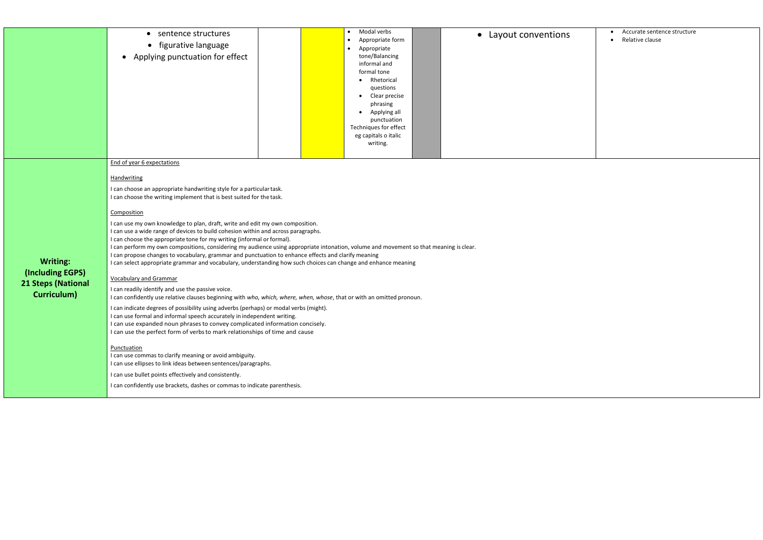| | | | | | | | |
|---|---|---|---|---|---|---|---|
| | • sentence structures<br>• figurative language<br>• Applying punctuation for effect | | | • Modal verbs<br>• Appropriate form<br>• Appropriate tone/Balancing informal and formal tone<br>• Rhetorical questions<br>• Clear precise phrasing<br>• Applying all punctuation<br>Techniques for effect eg capitals o italic writing. | | • Layout conventions | • Accurate sentence structure<br>• Relative clause |
| **Writing: (Including EGPS) 21 Steps (National Curriculum)** | End of year 6 expectations<br><br>Handwriting<br><br>I can choose an appropriate handwriting style for a particular task.<br>I can choose the writing implement that is best suited for the task.<br><br>Composition<br><br>I can use my own knowledge to plan, draft, write and edit my own composition.<br>I can use a wide range of devices to build cohesion within and across paragraphs.<br>I can choose the appropriate tone for my writing (informal or formal).<br>I can perform my own compositions, considering my audience using appropriate intonation, volume and movement so that meaning is clear.<br>I can propose changes to vocabulary, grammar and punctuation to enhance effects and clarify meaning<br>I can select appropriate grammar and vocabulary, understanding how such choices can change and enhance meaning<br><br>Vocabulary and Grammar<br><br>I can readily identify and use the passive voice.<br>I can confidently use relative clauses beginning with *who, which, where, when, whose*, that or with an omitted pronoun.<br>I can indicate degrees of possibility using adverbs (perhaps) or modal verbs (might).<br>I can use formal and informal speech accurately in independent writing.<br>I can use expanded noun phrases to convey complicated information concisely.<br>I can use the perfect form of verbs to mark relationships of time and cause<br><br>Punctuation<br><br>I can use commas to clarify meaning or avoid ambiguity.<br>I can use ellipses to link ideas between sentences/paragraphs.<br>I can use bullet points effectively and consistently.<br>I can confidently use brackets, dashes or commas to indicate parenthesis. | | | | | | |